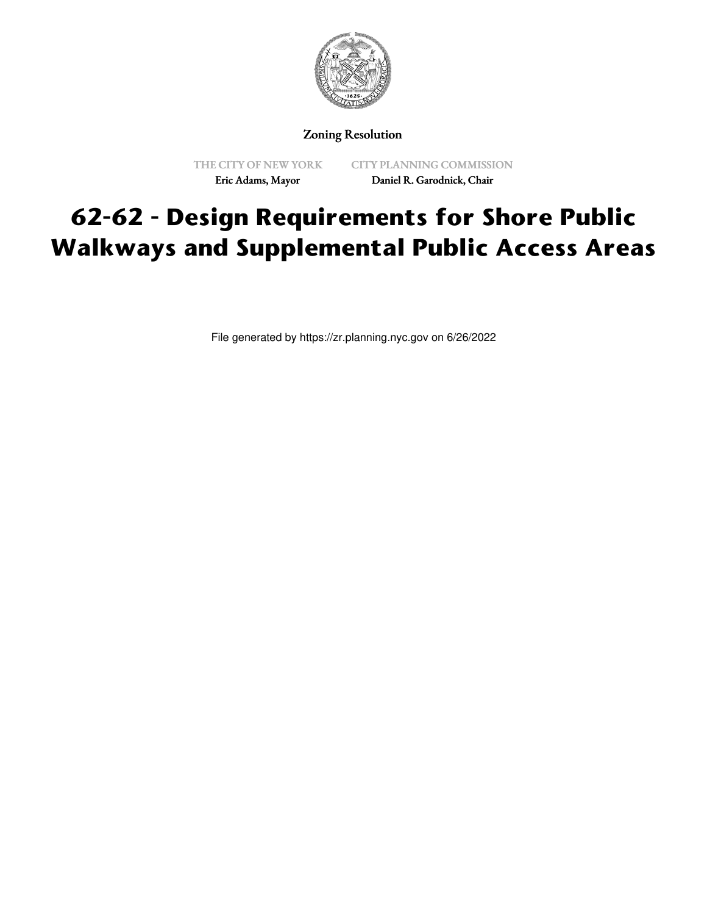Zoning Resolution

THE CITY OF NEW YORK
Eric Adams, Mayor

CITY PLANNING COMMISSION
Daniel R. Garodnick, Chair

# 62-62 - Design Requirements for Shore Public Walkways and Supplemental Public Access Areas

File generated by https://zr.planning.nyc.gov on 6/26/2022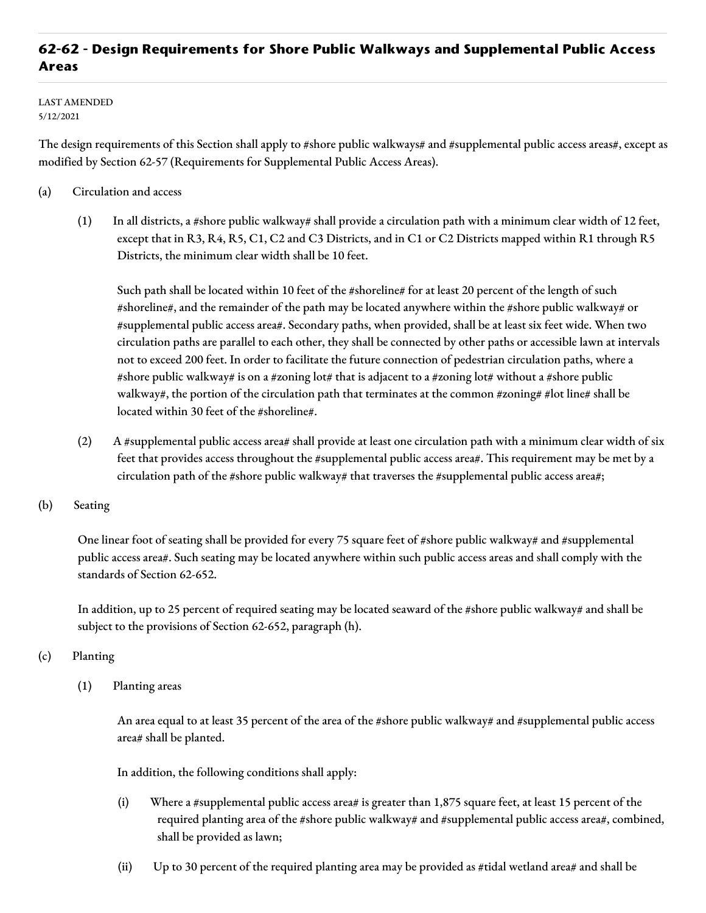## 62-62 - Design Requirements for Shore Public Walkways and Supplemental Public Access Areas

LAST AMENDED
5/12/2021

The design requirements of this Section shall apply to #shore public walkways# and #supplemental public access areas#, except as modified by Section 62-57 (Requirements for Supplemental Public Access Areas).

(a) Circulation and access

(1) In all districts, a #shore public walkway# shall provide a circulation path with a minimum clear width of 12 feet, except that in R3, R4, R5, C1, C2 and C3 Districts, and in C1 or C2 Districts mapped within R1 through R5 Districts, the minimum clear width shall be 10 feet.

Such path shall be located within 10 feet of the #shoreline# for at least 20 percent of the length of such #shoreline#, and the remainder of the path may be located anywhere within the #shore public walkway# or #supplemental public access area#. Secondary paths, when provided, shall be at least six feet wide. When two circulation paths are parallel to each other, they shall be connected by other paths or accessible lawn at intervals not to exceed 200 feet. In order to facilitate the future connection of pedestrian circulation paths, where a #shore public walkway# is on a #zoning lot# that is adjacent to a #zoning lot# without a #shore public walkway#, the portion of the circulation path that terminates at the common #zoning# #lot line# shall be located within 30 feet of the #shoreline#.

(2) A #supplemental public access area# shall provide at least one circulation path with a minimum clear width of six feet that provides access throughout the #supplemental public access area#. This requirement may be met by a circulation path of the #shore public walkway# that traverses the #supplemental public access area#;

(b) Seating

One linear foot of seating shall be provided for every 75 square feet of #shore public walkway# and #supplemental public access area#. Such seating may be located anywhere within such public access areas and shall comply with the standards of Section 62-652.

In addition, up to 25 percent of required seating may be located seaward of the #shore public walkway# and shall be subject to the provisions of Section 62-652, paragraph (h).

(c) Planting

(1) Planting areas

An area equal to at least 35 percent of the area of the #shore public walkway# and #supplemental public access area# shall be planted.

In addition, the following conditions shall apply:

(i) Where a #supplemental public access area# is greater than 1,875 square feet, at least 15 percent of the required planting area of the #shore public walkway# and #supplemental public access area#, combined, shall be provided as lawn;

(ii) Up to 30 percent of the required planting area may be provided as #tidal wetland area# and shall be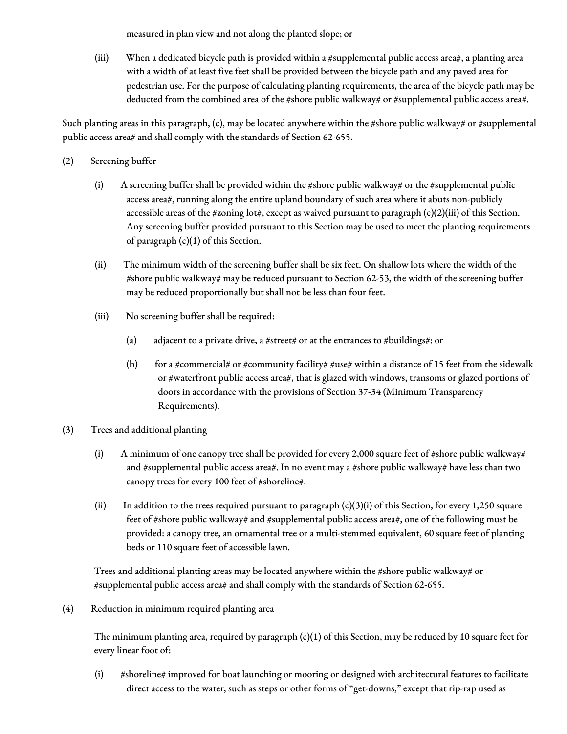measured in plan view and not along the planted slope; or

(iii) When a dedicated bicycle path is provided within a #supplemental public access area#, a planting area with a width of at least five feet shall be provided between the bicycle path and any paved area for pedestrian use. For the purpose of calculating planting requirements, the area of the bicycle path may be deducted from the combined area of the #shore public walkway# or #supplemental public access area#.

Such planting areas in this paragraph, (c), may be located anywhere within the #shore public walkway# or #supplemental public access area# and shall comply with the standards of Section 62-655.

(2) Screening buffer

(i) A screening buffer shall be provided within the #shore public walkway# or the #supplemental public access area#, running along the entire upland boundary of such area where it abuts non-publicly accessible areas of the #zoning lot#, except as waived pursuant to paragraph (c)(2)(iii) of this Section. Any screening buffer provided pursuant to this Section may be used to meet the planting requirements of paragraph (c)(1) of this Section.

(ii) The minimum width of the screening buffer shall be six feet. On shallow lots where the width of the #shore public walkway# may be reduced pursuant to Section 62-53, the width of the screening buffer may be reduced proportionally but shall not be less than four feet.

(iii) No screening buffer shall be required:

(a) adjacent to a private drive, a #street# or at the entrances to #buildings#; or

(b) for a #commercial# or #community facility# #use# within a distance of 15 feet from the sidewalk or #waterfront public access area#, that is glazed with windows, transoms or glazed portions of doors in accordance with the provisions of Section 37-34 (Minimum Transparency Requirements).

(3) Trees and additional planting

(i) A minimum of one canopy tree shall be provided for every 2,000 square feet of #shore public walkway# and #supplemental public access area#. In no event may a #shore public walkway# have less than two canopy trees for every 100 feet of #shoreline#.

(ii) In addition to the trees required pursuant to paragraph (c)(3)(i) of this Section, for every 1,250 square feet of #shore public walkway# and #supplemental public access area#, one of the following must be provided: a canopy tree, an ornamental tree or a multi-stemmed equivalent, 60 square feet of planting beds or 110 square feet of accessible lawn.

Trees and additional planting areas may be located anywhere within the #shore public walkway# or #supplemental public access area# and shall comply with the standards of Section 62-655.

(4) Reduction in minimum required planting area

The minimum planting area, required by paragraph (c)(1) of this Section, may be reduced by 10 square feet for every linear foot of:

(i) #shoreline# improved for boat launching or mooring or designed with architectural features to facilitate direct access to the water, such as steps or other forms of "get-downs," except that rip-rap used as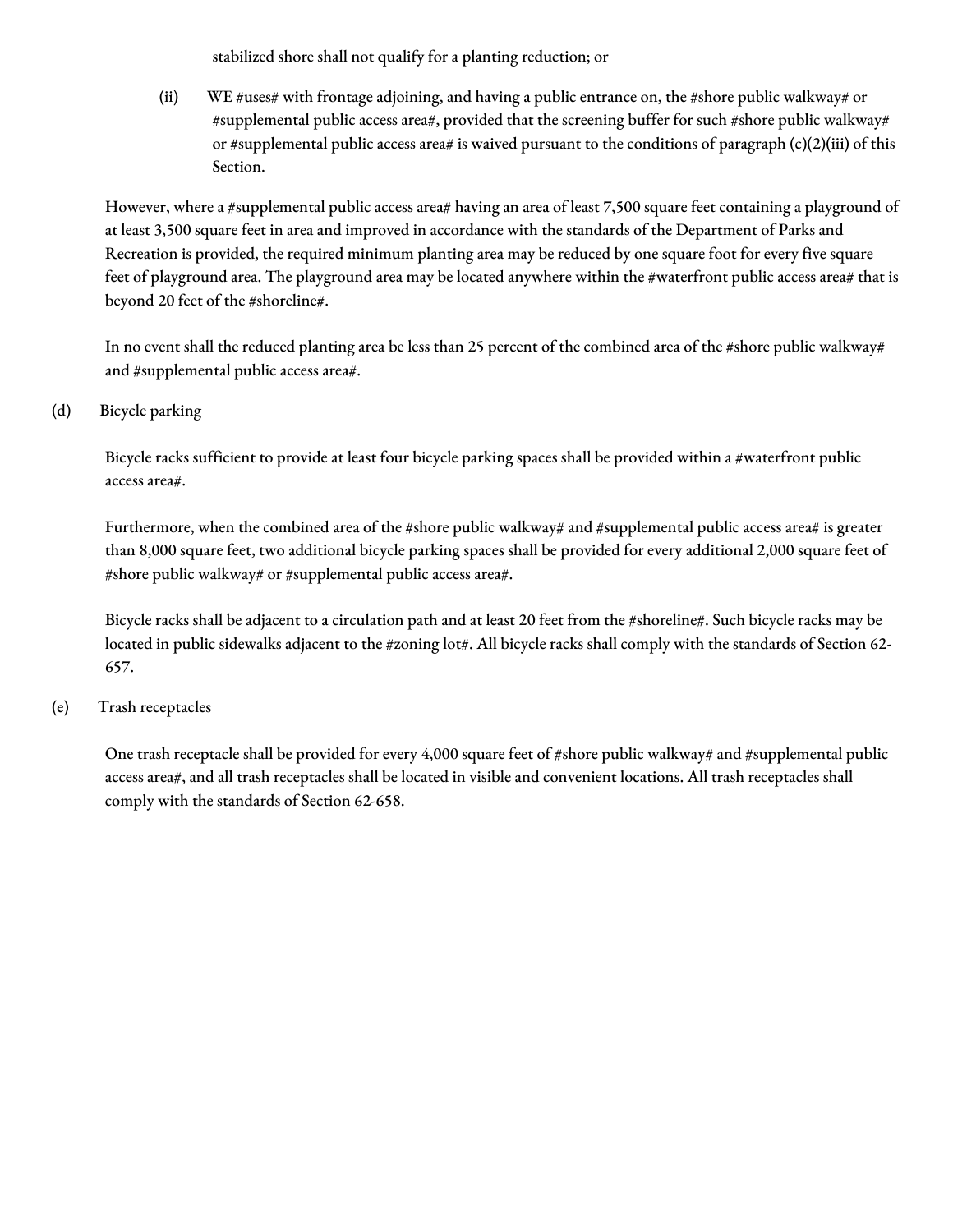stabilized shore shall not qualify for a planting reduction; or

(ii) WE #uses# with frontage adjoining, and having a public entrance on, the #shore public walkway# or #supplemental public access area#, provided that the screening buffer for such #shore public walkway# or #supplemental public access area# is waived pursuant to the conditions of paragraph (c)(2)(iii) of this Section.

However, where a #supplemental public access area# having an area of least 7,500 square feet containing a playground of at least 3,500 square feet in area and improved in accordance with the standards of the Department of Parks and Recreation is provided, the required minimum planting area may be reduced by one square foot for every five square feet of playground area. The playground area may be located anywhere within the #waterfront public access area# that is beyond 20 feet of the #shoreline#.

In no event shall the reduced planting area be less than 25 percent of the combined area of the #shore public walkway# and #supplemental public access area#.

(d) Bicycle parking

Bicycle racks sufficient to provide at least four bicycle parking spaces shall be provided within a #waterfront public access area#.

Furthermore, when the combined area of the #shore public walkway# and #supplemental public access area# is greater than 8,000 square feet, two additional bicycle parking spaces shall be provided for every additional 2,000 square feet of #shore public walkway# or #supplemental public access area#.

Bicycle racks shall be adjacent to a circulation path and at least 20 feet from the #shoreline#. Such bicycle racks may be located in public sidewalks adjacent to the #zoning lot#. All bicycle racks shall comply with the standards of Section 62-657.

(e) Trash receptacles

One trash receptacle shall be provided for every 4,000 square feet of #shore public walkway# and #supplemental public access area#, and all trash receptacles shall be located in visible and convenient locations. All trash receptacles shall comply with the standards of Section 62-658.